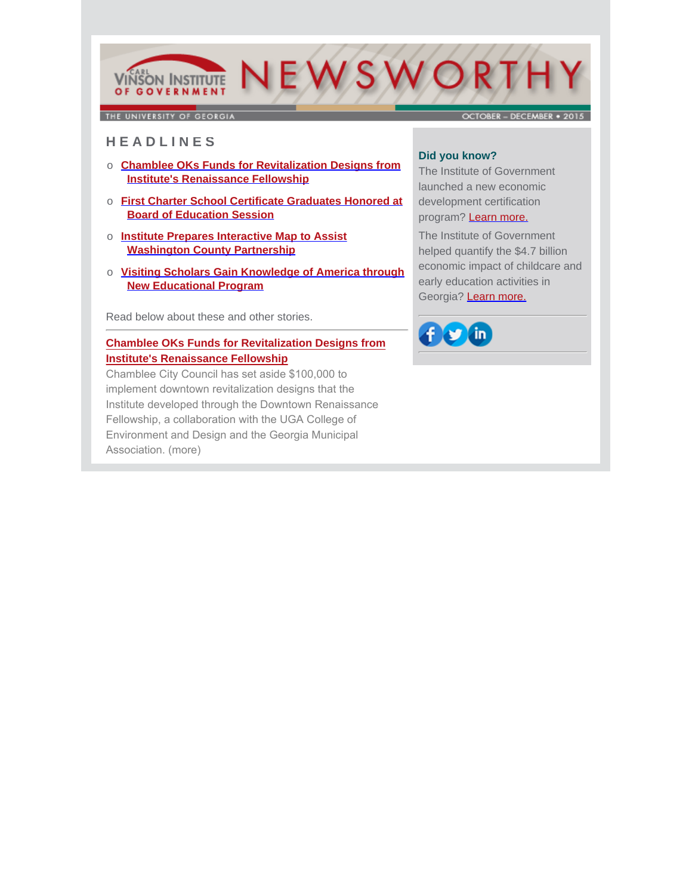# CARL VINSON INSTITUTE OF GOVERNMENT — NEWSWORTHY

THE UNIVERSITY OF GEORGIA — OCTOBER – DECEMBER • 2015

## HEADLINES

- Chamblee OKs Funds for Revitalization Designs from Institute's Renaissance Fellowship
- First Charter School Certificate Graduates Honored at Board of Education Session
- Institute Prepares Interactive Map to Assist Washington County Partnership
- Visiting Scholars Gain Knowledge of America through New Educational Program

Read below about these and other stories.

---

### Chamblee OKs Funds for Revitalization Designs from Institute's Renaissance Fellowship

Chamblee City Council has set aside $100,000 to implement downtown revitalization designs that the Institute developed through the Downtown Renaissance Fellowship, a collaboration with the UGA College of Environment and Design and the Georgia Municipal Association. (more)

---

**Did you know?**

The Institute of Government launched a new economic development certification program? Learn more.

The Institute of Government helped quantify the $4.7 billion economic impact of childcare and early education activities in Georgia? Learn more.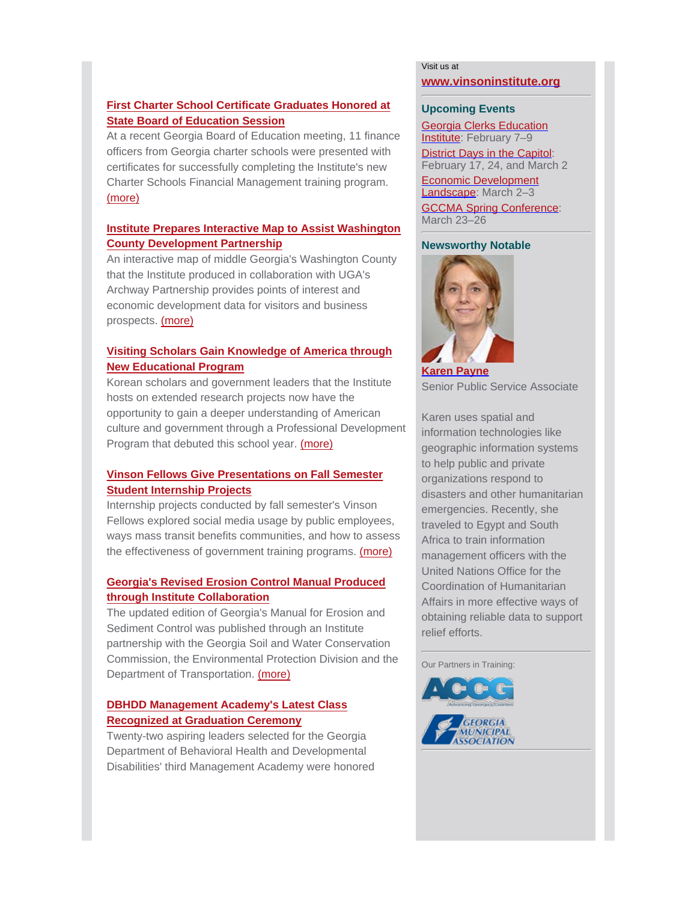### First Charter School Certificate Graduates Honored at State Board of Education Session

At a recent Georgia Board of Education meeting, 11 finance officers from Georgia charter schools were presented with certificates for successfully completing the Institute's new Charter Schools Financial Management training program. (more)

### Institute Prepares Interactive Map to Assist Washington County Development Partnership

An interactive map of middle Georgia's Washington County that the Institute produced in collaboration with UGA's Archway Partnership provides points of interest and economic development data for visitors and business prospects. (more)

### Visiting Scholars Gain Knowledge of America through New Educational Program

Korean scholars and government leaders that the Institute hosts on extended research projects now have the opportunity to gain a deeper understanding of American culture and government through a Professional Development Program that debuted this school year. (more)

### Vinson Fellows Give Presentations on Fall Semester Student Internship Projects

Internship projects conducted by fall semester's Vinson Fellows explored social media usage by public employees, ways mass transit benefits communities, and how to assess the effectiveness of government training programs. (more)

### Georgia's Revised Erosion Control Manual Produced through Institute Collaboration

The updated edition of Georgia's Manual for Erosion and Sediment Control was published through an Institute partnership with the Georgia Soil and Water Conservation Commission, the Environmental Protection Division and the Department of Transportation. (more)

### DBHDD Management Academy's Latest Class Recognized at Graduation Ceremony

Twenty-two aspiring leaders selected for the Georgia Department of Behavioral Health and Developmental Disabilities' third Management Academy were honored

---

Visit us at

**www.vinsoninstitute.org**

### Upcoming Events

Georgia Clerks Education Institute: February 7–9

District Days in the Capitol: February 17, 24, and March 2

Economic Development Landscape: March 2–3

GCCMA Spring Conference: March 23–26

### Newsworthy Notable

**Karen Payne**

Senior Public Service Associate

Karen uses spatial and information technologies like geographic information systems to help public and private organizations respond to disasters and other humanitarian emergencies. Recently, she traveled to Egypt and South Africa to train information management officers with the United Nations Office for the Coordination of Humanitarian Affairs in more effective ways of obtaining reliable data to support relief efforts.

Our Partners in Training:

ACCG

Georgia Municipal Association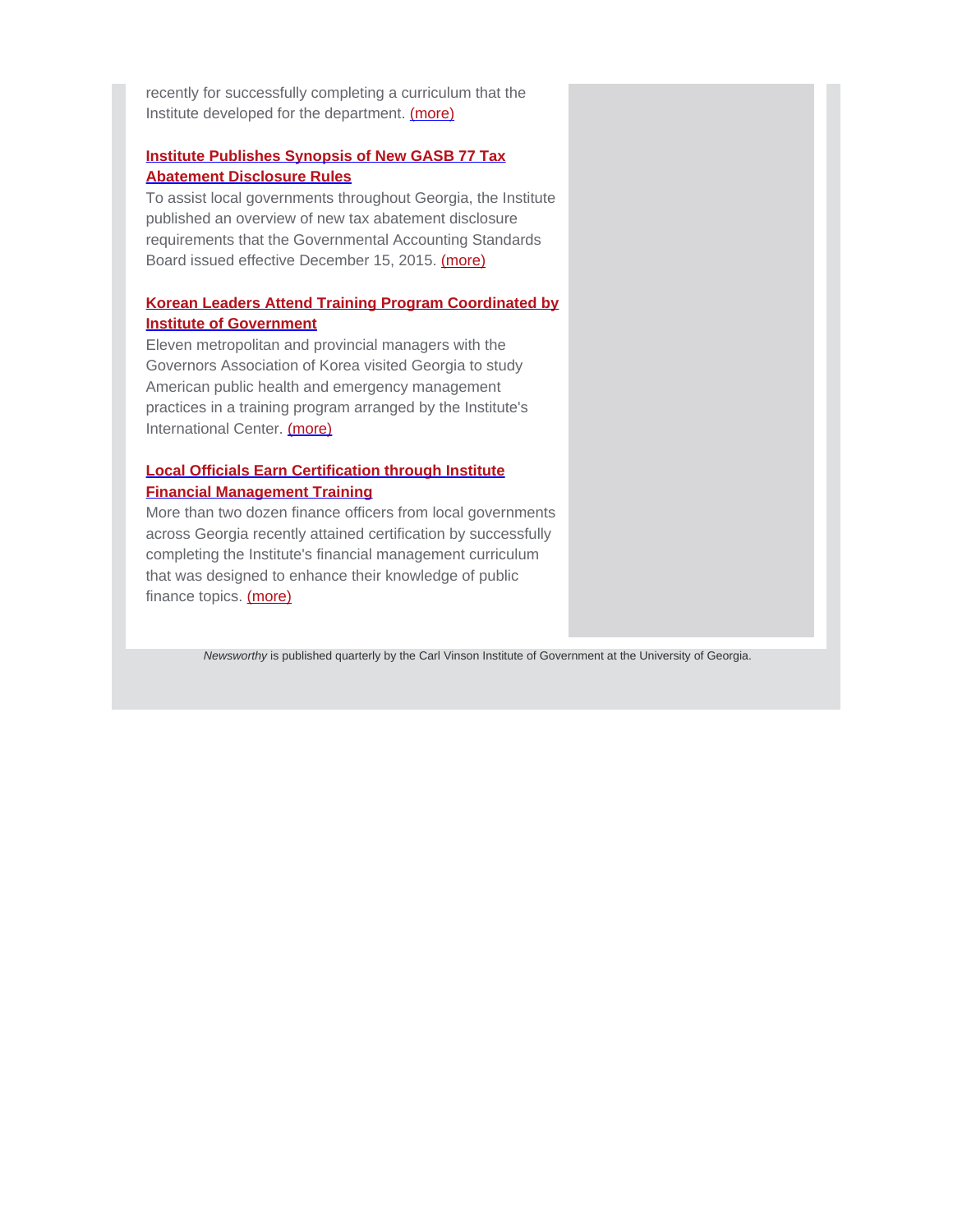recently for successfully completing a curriculum that the Institute developed for the department. (more)

**Institute Publishes Synopsis of New GASB 77 Tax Abatement Disclosure Rules**

To assist local governments throughout Georgia, the Institute published an overview of new tax abatement disclosure requirements that the Governmental Accounting Standards Board issued effective December 15, 2015. (more)

**Korean Leaders Attend Training Program Coordinated by Institute of Government**

Eleven metropolitan and provincial managers with the Governors Association of Korea visited Georgia to study American public health and emergency management practices in a training program arranged by the Institute's International Center. (more)

**Local Officials Earn Certification through Institute Financial Management Training**

More than two dozen finance officers from local governments across Georgia recently attained certification by successfully completing the Institute's financial management curriculum that was designed to enhance their knowledge of public finance topics. (more)

*Newsworthy* is published quarterly by the Carl Vinson Institute of Government at the University of Georgia.